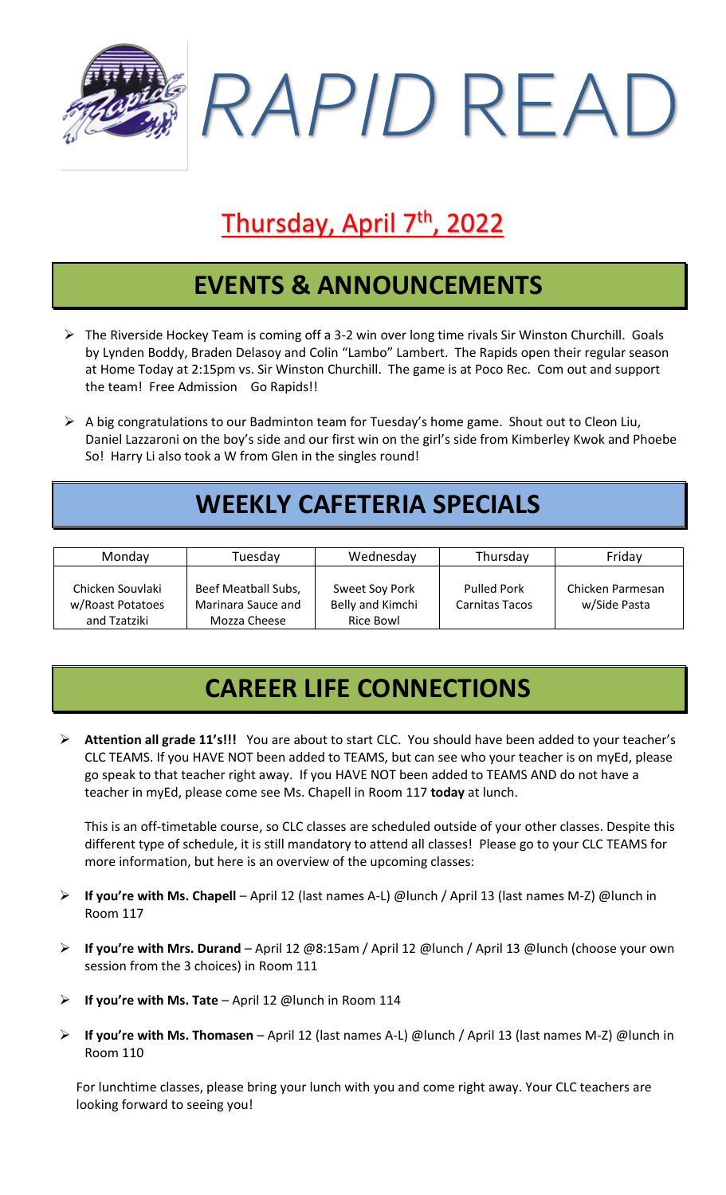# *RAPID* READ

## Thursday, April 7th, 2022

## EVENTS & ANNOUNCEMENTS

- The Riverside Hockey Team is coming off a 3-2 win over long time rivals Sir Winston Churchill. Goals by Lynden Boddy, Braden Delasoy and Colin "Lambo" Lambert. The Rapids open their regular season at Home Today at 2:15pm vs. Sir Winston Churchill. The game is at Poco Rec. Com out and support the team! Free Admission Go Rapids!!
- A big congratulations to our Badminton team for Tuesday's home game. Shout out to Cleon Liu, Daniel Lazzaroni on the boy's side and our first win on the girl's side from Kimberley Kwok and Phoebe So! Harry Li also took a W from Glen in the singles round!

## WEEKLY CAFETERIA SPECIALS

| Monday | Tuesday | Wednesday | Thursday | Friday |
|---|---|---|---|---|
| Chicken Souvlaki w/Roast Potatoes and Tzatziki | Beef Meatball Subs, Marinara Sauce and Mozza Cheese | Sweet Soy Pork Belly and Kimchi Rice Bowl | Pulled Pork Carnitas Tacos | Chicken Parmesan w/Side Pasta |

## CAREER LIFE CONNECTIONS

- **Attention all grade 11's!!!** You are about to start CLC. You should have been added to your teacher's CLC TEAMS. If you HAVE NOT been added to TEAMS, but can see who your teacher is on myEd, please go speak to that teacher right away. If you HAVE NOT been added to TEAMS AND do not have a teacher in myEd, please come see Ms. Chapell in Room 117 **today** at lunch.

  This is an off-timetable course, so CLC classes are scheduled outside of your other classes. Despite this different type of schedule, it is still mandatory to attend all classes! Please go to your CLC TEAMS for more information, but here is an overview of the upcoming classes:

- **If you're with Ms. Chapell** – April 12 (last names A-L) @lunch / April 13 (last names M-Z) @lunch in Room 117
- **If you're with Mrs. Durand** – April 12 @8:15am / April 12 @lunch / April 13 @lunch (choose your own session from the 3 choices) in Room 111
- **If you're with Ms. Tate** – April 12 @lunch in Room 114
- **If you're with Ms. Thomasen** – April 12 (last names A-L) @lunch / April 13 (last names M-Z) @lunch in Room 110

For lunchtime classes, please bring your lunch with you and come right away. Your CLC teachers are looking forward to seeing you!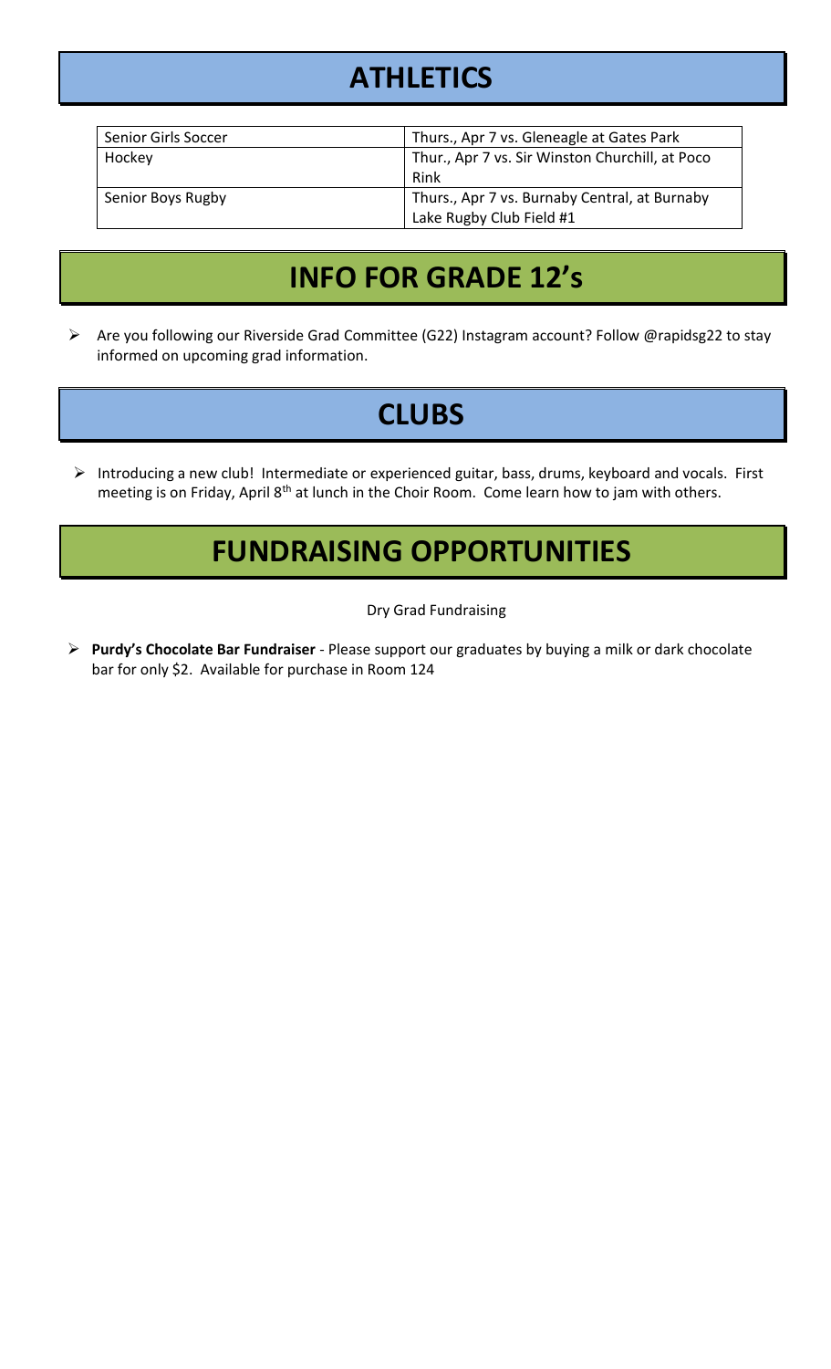# ATHLETICS

| | |
|---|---|
| Senior Girls Soccer | Thurs., Apr 7 vs. Gleneagle at Gates Park |
| Hockey | Thur., Apr 7 vs. Sir Winston Churchill, at Poco Rink |
| Senior Boys Rugby | Thurs., Apr 7 vs. Burnaby Central, at Burnaby Lake Rugby Club Field #1 |

# INFO FOR GRADE 12's

- Are you following our Riverside Grad Committee (G22) Instagram account? Follow @rapidsg22 to stay informed on upcoming grad information.

# CLUBS

- Introducing a new club! Intermediate or experienced guitar, bass, drums, keyboard and vocals. First meeting is on Friday, April 8th at lunch in the Choir Room. Come learn how to jam with others.

# FUNDRAISING OPPORTUNITIES

Dry Grad Fundraising

- **Purdy's Chocolate Bar Fundraiser** - Please support our graduates by buying a milk or dark chocolate bar for only $2. Available for purchase in Room 124